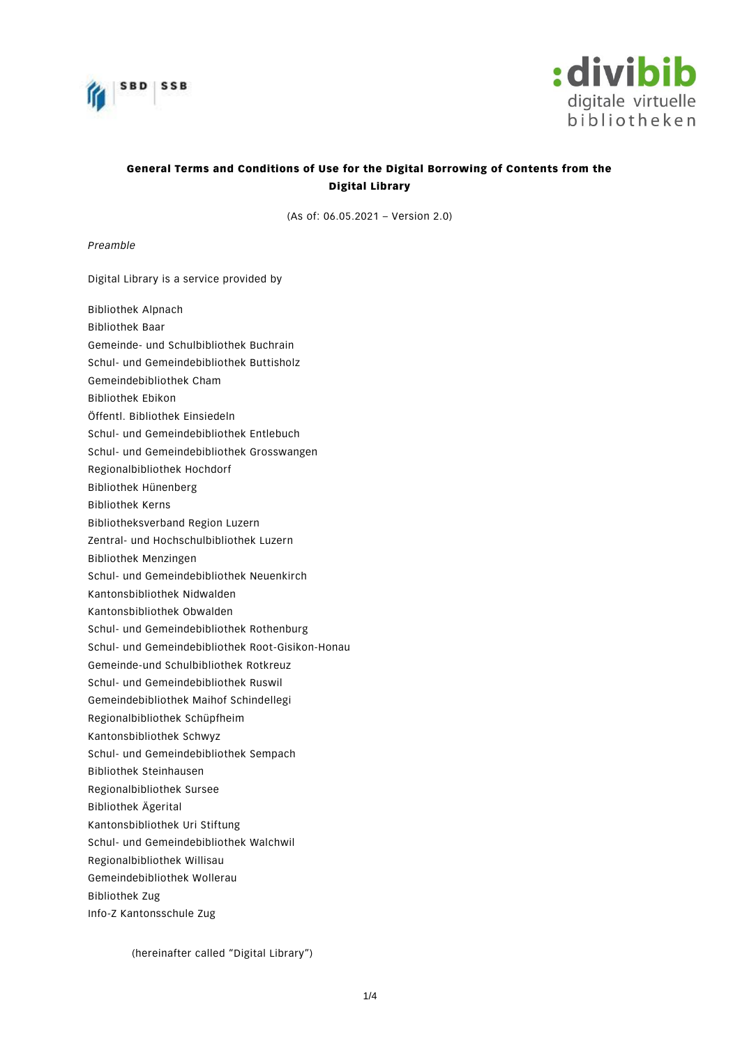**General Terms and Conditions of Use for the Digital Borrowing of Contents from the Digital Library**

(As of: 06.05.2021 – Version 2.0)

*Preamble*

Digital Library is a service provided by

Bibliothek Alpnach
Bibliothek Baar
Gemeinde- und Schulbibliothek Buchrain
Schul- und Gemeindebibliothek Buttisholz
Gemeindebibliothek Cham
Bibliothek Ebikon
Öffentl. Bibliothek Einsiedeln
Schul- und Gemeindebibliothek Entlebuch
Schul- und Gemeindebibliothek Grosswangen
Regionalbibliothek Hochdorf
Bibliothek Hünenberg
Bibliothek Kerns
Bibliotheksverband Region Luzern
Zentral- und Hochschulbibliothek Luzern
Bibliothek Menzingen
Schul- und Gemeindebibliothek Neuenkirch
Kantonsbibliothek Nidwalden
Kantonsbibliothek Obwalden
Schul- und Gemeindebibliothek Rothenburg
Schul- und Gemeindebibliothek Root-Gisikon-Honau
Gemeinde-und Schulbibliothek Rotkreuz
Schul- und Gemeindebibliothek Ruswil
Gemeindebibliothek Maihof Schindellegi
Regionalbibliothek Schüpfheim
Kantonsbibliothek Schwyz
Schul- und Gemeindebibliothek Sempach
Bibliothek Steinhausen
Regionalbibliothek Sursee
Bibliothek Ägerital
Kantonsbibliothek Uri Stiftung
Schul- und Gemeindebibliothek Walchwil
Regionalbibliothek Willisau
Gemeindebibliothek Wollerau
Bibliothek Zug
Info-Z Kantonsschule Zug

(hereinafter called "Digital Library")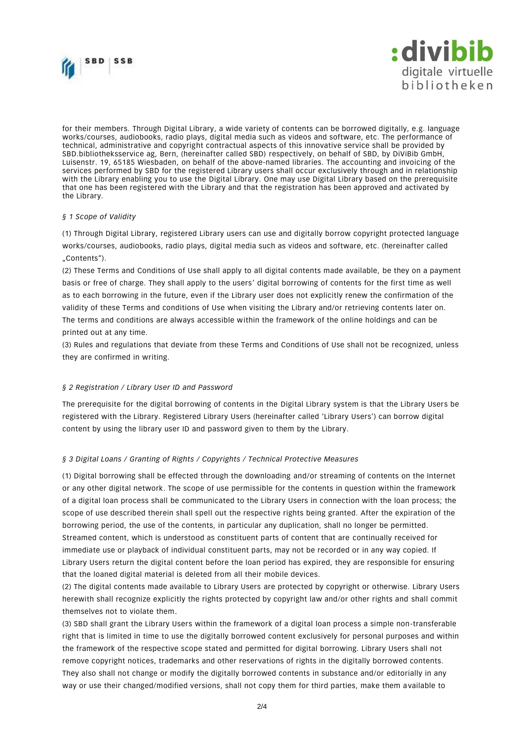for their members. Through Digital Library, a wide variety of contents can be borrowed digitally, e.g. language works/courses, audiobooks, radio plays, digital media such as videos and software, etc. The performance of technical, administrative and copyright contractual aspects of this innovative service shall be provided by SBD.bibliotheksservice ag, Bern, (hereinafter called SBD) respectively, on behalf of SBD, by DiViBib GmbH, Luisenstr. 19, 65185 Wiesbaden, on behalf of the above-named libraries. The accounting and invoicing of the services performed by SBD for the registered Library users shall occur exclusively through and in relationship with the Library enabling you to use the Digital Library. One may use Digital Library based on the prerequisite that one has been registered with the Library and that the registration has been approved and activated by the Library.

*§ 1 Scope of Validity*

(1) Through Digital Library, registered Library users can use and digitally borrow copyright protected language works/courses, audiobooks, radio plays, digital media such as videos and software, etc. (hereinafter called „Contents").

(2) These Terms and Conditions of Use shall apply to all digital contents made available, be they on a payment basis or free of charge. They shall apply to the users' digital borrowing of contents for the first time as well as to each borrowing in the future, even if the Library user does not explicitly renew the confirmation of the validity of these Terms and conditions of Use when visiting the Library and/or retrieving contents later on. The terms and conditions are always accessible within the framework of the online holdings and can be printed out at any time.

(3) Rules and regulations that deviate from these Terms and Conditions of Use shall not be recognized, unless they are confirmed in writing.

*§ 2 Registration / Library User ID and Password*

The prerequisite for the digital borrowing of contents in the Digital Library system is that the Library Users be registered with the Library. Registered Library Users (hereinafter called 'Library Users') can borrow digital content by using the library user ID and password given to them by the Library.

*§ 3 Digital Loans / Granting of Rights / Copyrights / Technical Protective Measures*

(1) Digital borrowing shall be effected through the downloading and/or streaming of contents on the Internet or any other digital network. The scope of use permissible for the contents in question within the framework of a digital loan process shall be communicated to the Library Users in connection with the loan process; the scope of use described therein shall spell out the respective rights being granted. After the expiration of the borrowing period, the use of the contents, in particular any duplication, shall no longer be permitted. Streamed content, which is understood as constituent parts of content that are continually received for immediate use or playback of individual constituent parts, may not be recorded or in any way copied. If Library Users return the digital content before the loan period has expired, they are responsible for ensuring that the loaned digital material is deleted from all their mobile devices.

(2) The digital contents made available to Library Users are protected by copyright or otherwise. Library Users herewith shall recognize explicitly the rights protected by copyright law and/or other rights and shall commit themselves not to violate them.

(3) SBD shall grant the Library Users within the framework of a digital loan process a simple non-transferable right that is limited in time to use the digitally borrowed content exclusively for personal purposes and within the framework of the respective scope stated and permitted for digital borrowing. Library Users shall not remove copyright notices, trademarks and other reservations of rights in the digitally borrowed contents. They also shall not change or modify the digitally borrowed contents in substance and/or editorially in any way or use their changed/modified versions, shall not copy them for third parties, make them available to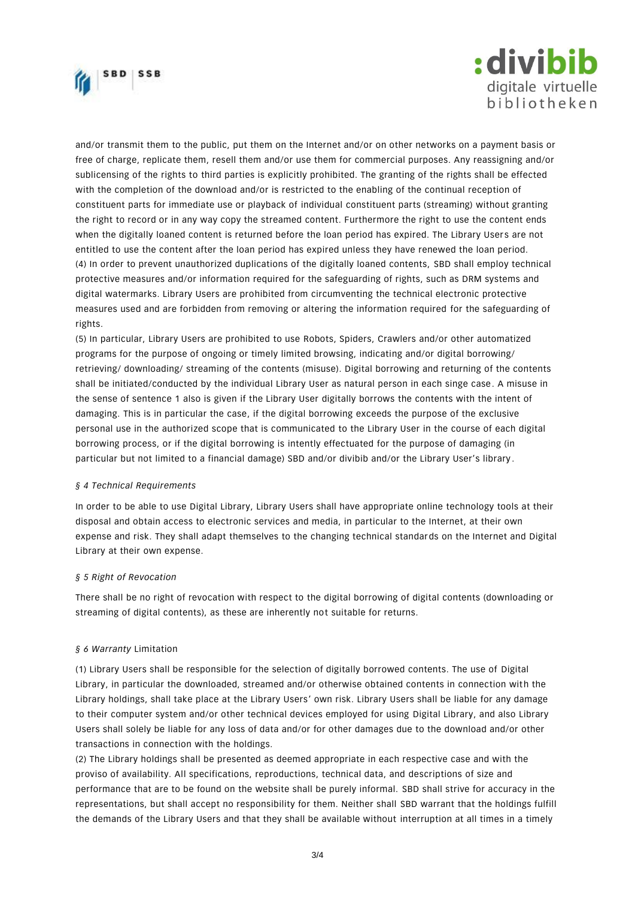and/or transmit them to the public, put them on the Internet and/or on other networks on a payment basis or free of charge, replicate them, resell them and/or use them for commercial purposes. Any reassigning and/or sublicensing of the rights to third parties is explicitly prohibited. The granting of the rights shall be effected with the completion of the download and/or is restricted to the enabling of the continual reception of constituent parts for immediate use or playback of individual constituent parts (streaming) without granting the right to record or in any way copy the streamed content. Furthermore the right to use the content ends when the digitally loaned content is returned before the loan period has expired. The Library Users are not entitled to use the content after the loan period has expired unless they have renewed the loan period.
(4) In order to prevent unauthorized duplications of the digitally loaned contents, SBD shall employ technical protective measures and/or information required for the safeguarding of rights, such as DRM systems and digital watermarks. Library Users are prohibited from circumventing the technical electronic protective measures used and are forbidden from removing or altering the information required for the safeguarding of rights.
(5) In particular, Library Users are prohibited to use Robots, Spiders, Crawlers and/or other automatized programs for the purpose of ongoing or timely limited browsing, indicating and/or digital borrowing/ retrieving/ downloading/ streaming of the contents (misuse). Digital borrowing and returning of the contents shall be initiated/conducted by the individual Library User as natural person in each singe case. A misuse in the sense of sentence 1 also is given if the Library User digitally borrows the contents with the intent of damaging. This is in particular the case, if the digital borrowing exceeds the purpose of the exclusive personal use in the authorized scope that is communicated to the Library User in the course of each digital borrowing process, or if the digital borrowing is intently effectuated for the purpose of damaging (in particular but not limited to a financial damage) SBD and/or divibib and/or the Library User's library.

*§ 4 Technical Requirements*

In order to be able to use Digital Library, Library Users shall have appropriate online technology tools at their disposal and obtain access to electronic services and media, in particular to the Internet, at their own expense and risk. They shall adapt themselves to the changing technical standards on the Internet and Digital Library at their own expense.

*§ 5 Right of Revocation*

There shall be no right of revocation with respect to the digital borrowing of digital contents (downloading or streaming of digital contents), as these are inherently not suitable for returns.

*§ 6 Warranty* Limitation

(1) Library Users shall be responsible for the selection of digitally borrowed contents. The use of Digital Library, in particular the downloaded, streamed and/or otherwise obtained contents in connection with the Library holdings, shall take place at the Library Users' own risk. Library Users shall be liable for any damage to their computer system and/or other technical devices employed for using Digital Library, and also Library Users shall solely be liable for any loss of data and/or for other damages due to the download and/or other transactions in connection with the holdings.
(2) The Library holdings shall be presented as deemed appropriate in each respective case and with the proviso of availability. All specifications, reproductions, technical data, and descriptions of size and performance that are to be found on the website shall be purely informal. SBD shall strive for accuracy in the representations, but shall accept no responsibility for them. Neither shall SBD warrant that the holdings fulfill the demands of the Library Users and that they shall be available without interruption at all times in a timely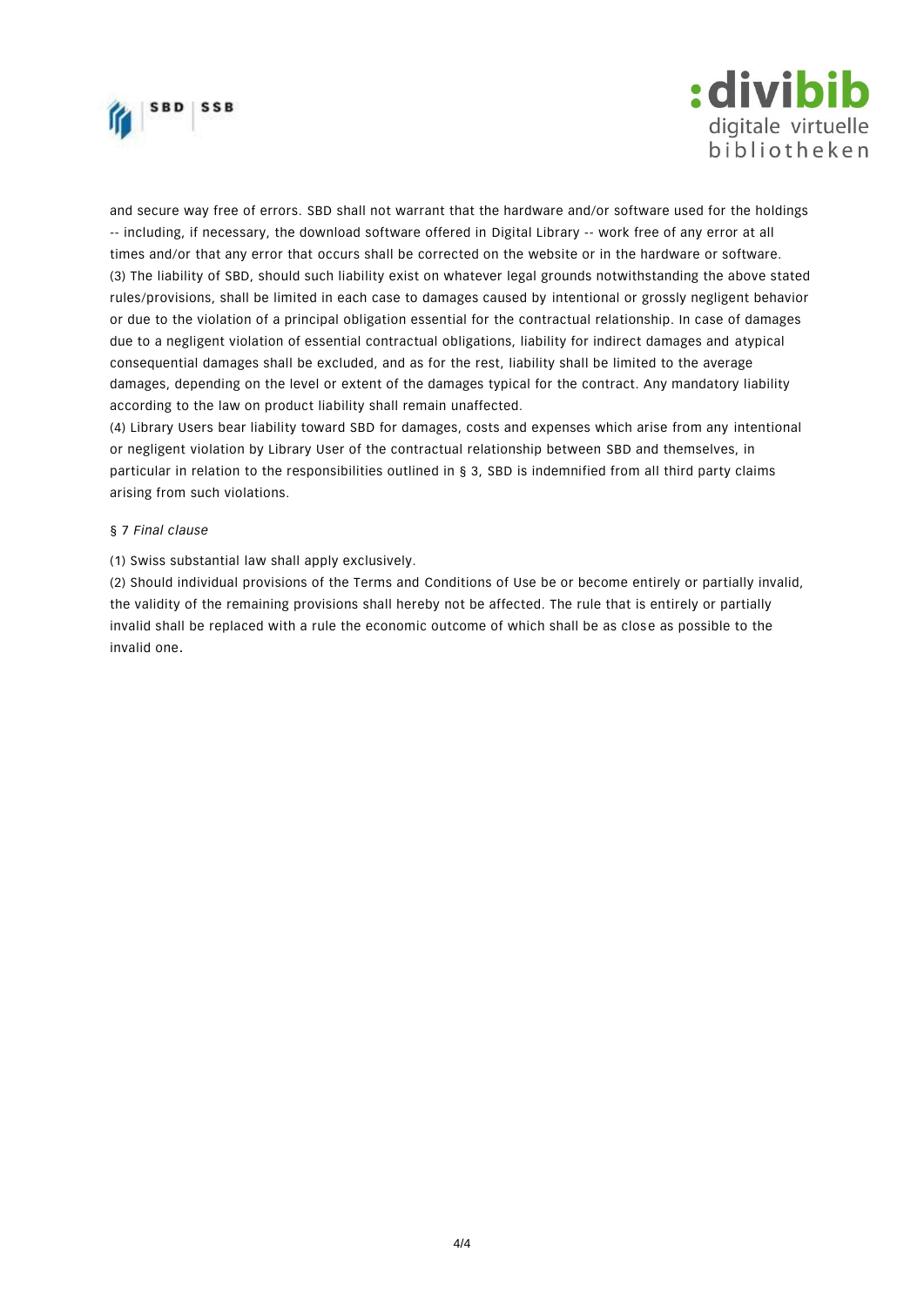and secure way free of errors. SBD shall not warrant that the hardware and/or software used for the holdings -- including, if necessary, the download software offered in Digital Library -- work free of any error at all times and/or that any error that occurs shall be corrected on the website or in the hardware or software.
(3) The liability of SBD, should such liability exist on whatever legal grounds notwithstanding the above stated rules/provisions, shall be limited in each case to damages caused by intentional or grossly negligent behavior or due to the violation of a principal obligation essential for the contractual relationship. In case of damages due to a negligent violation of essential contractual obligations, liability for indirect damages and atypical consequential damages shall be excluded, and as for the rest, liability shall be limited to the average damages, depending on the level or extent of the damages typical for the contract. Any mandatory liability according to the law on product liability shall remain unaffected.
(4) Library Users bear liability toward SBD for damages, costs and expenses which arise from any intentional or negligent violation by Library User of the contractual relationship between SBD and themselves, in particular in relation to the responsibilities outlined in § 3, SBD is indemnified from all third party claims arising from such violations.

§ 7 *Final clause*

(1) Swiss substantial law shall apply exclusively.
(2) Should individual provisions of the Terms and Conditions of Use be or become entirely or partially invalid, the validity of the remaining provisions shall hereby not be affected. The rule that is entirely or partially invalid shall be replaced with a rule the economic outcome of which shall be as close as possible to the invalid one.